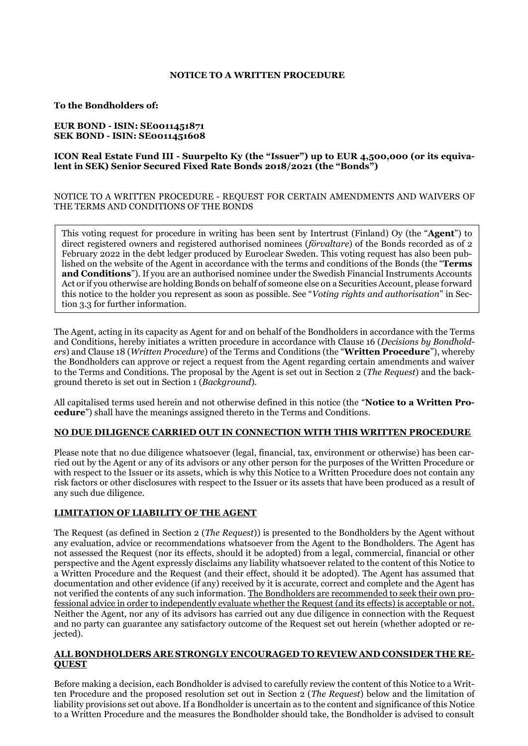**NOTICE TO A WRITTEN PROCEDURE**

**To the Bondholders of:**

**EUR BOND - ISIN: SE0011451871**
**SEK BOND - ISIN: SE0011451608**

**ICON Real Estate Fund III - Suurpelto Ky (the "Issuer") up to EUR 4,500,000 (or its equivalent in SEK) Senior Secured Fixed Rate Bonds 2018/2021 (the "Bonds")**

NOTICE TO A WRITTEN PROCEDURE - REQUEST FOR CERTAIN AMENDMENTS AND WAIVERS OF THE TERMS AND CONDITIONS OF THE BONDS

This voting request for procedure in writing has been sent by Intertrust (Finland) Oy (the "**Agent**") to direct registered owners and registered authorised nominees (*förvaltare*) of the Bonds recorded as of 2 February 2022 in the debt ledger produced by Euroclear Sweden. This voting request has also been published on the website of the Agent in accordance with the terms and conditions of the Bonds (the "**Terms and Conditions**"). If you are an authorised nominee under the Swedish Financial Instruments Accounts Act or if you otherwise are holding Bonds on behalf of someone else on a Securities Account, please forward this notice to the holder you represent as soon as possible. See "*Voting rights and authorisation*" in Section 3.3 for further information.

The Agent, acting in its capacity as Agent for and on behalf of the Bondholders in accordance with the Terms and Conditions, hereby initiates a written procedure in accordance with Clause 16 (*Decisions by Bondholders*) and Clause 18 (*Written Procedure*) of the Terms and Conditions (the "**Written Procedure**"), whereby the Bondholders can approve or reject a request from the Agent regarding certain amendments and waiver to the Terms and Conditions. The proposal by the Agent is set out in Section 2 (*The Request*) and the background thereto is set out in Section 1 (*Background*).

All capitalised terms used herein and not otherwise defined in this notice (the "**Notice to a Written Procedure**") shall have the meanings assigned thereto in the Terms and Conditions.

**NO DUE DILIGENCE CARRIED OUT IN CONNECTION WITH THIS WRITTEN PROCEDURE**

Please note that no due diligence whatsoever (legal, financial, tax, environment or otherwise) has been carried out by the Agent or any of its advisors or any other person for the purposes of the Written Procedure or with respect to the Issuer or its assets, which is why this Notice to a Written Procedure does not contain any risk factors or other disclosures with respect to the Issuer or its assets that have been produced as a result of any such due diligence.

**LIMITATION OF LIABILITY OF THE AGENT**

The Request (as defined in Section 2 (*The Request*)) is presented to the Bondholders by the Agent without any evaluation, advice or recommendations whatsoever from the Agent to the Bondholders. The Agent has not assessed the Request (nor its effects, should it be adopted) from a legal, commercial, financial or other perspective and the Agent expressly disclaims any liability whatsoever related to the content of this Notice to a Written Procedure and the Request (and their effect, should it be adopted). The Agent has assumed that documentation and other evidence (if any) received by it is accurate, correct and complete and the Agent has not verified the contents of any such information. The Bondholders are recommended to seek their own professional advice in order to independently evaluate whether the Request (and its effects) is acceptable or not. Neither the Agent, nor any of its advisors has carried out any due diligence in connection with the Request and no party can guarantee any satisfactory outcome of the Request set out herein (whether adopted or rejected).

**ALL BONDHOLDERS ARE STRONGLY ENCOURAGED TO REVIEW AND CONSIDER THE REQUEST**

Before making a decision, each Bondholder is advised to carefully review the content of this Notice to a Written Procedure and the proposed resolution set out in Section 2 (*The Request*) below and the limitation of liability provisions set out above. If a Bondholder is uncertain as to the content and significance of this Notice to a Written Procedure and the measures the Bondholder should take, the Bondholder is advised to consult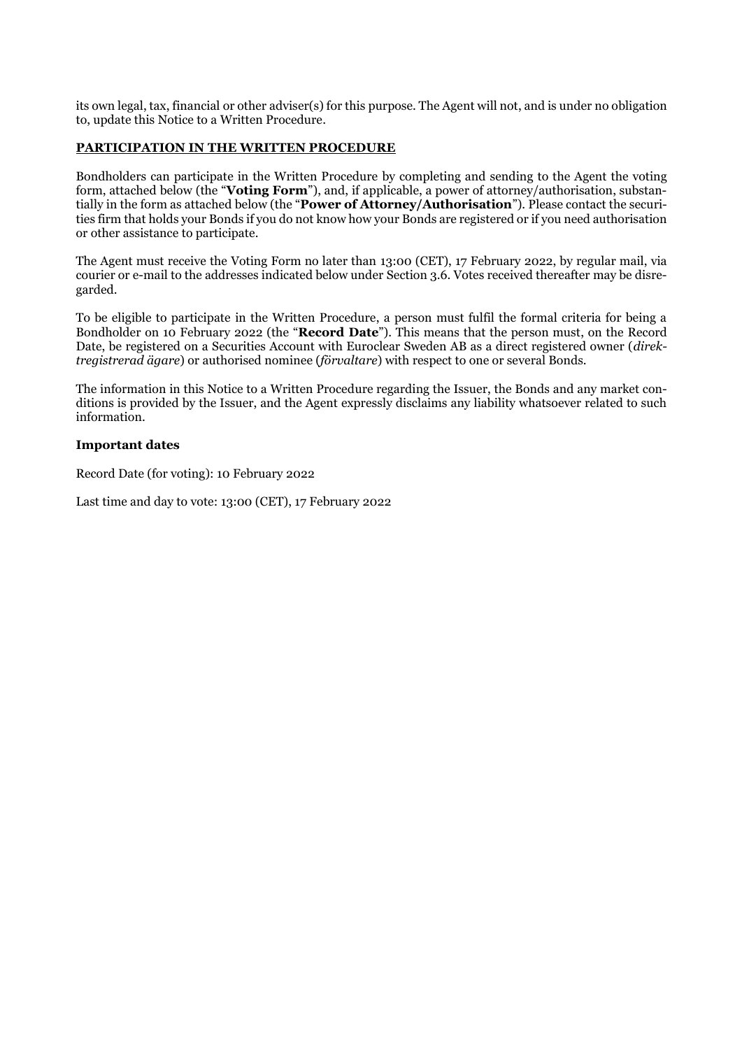its own legal, tax, financial or other adviser(s) for this purpose. The Agent will not, and is under no obligation to, update this Notice to a Written Procedure.

## PARTICIPATION IN THE WRITTEN PROCEDURE

Bondholders can participate in the Written Procedure by completing and sending to the Agent the voting form, attached below (the "**Voting Form**"), and, if applicable, a power of attorney/authorisation, substantially in the form as attached below (the "**Power of Attorney/Authorisation**"). Please contact the securities firm that holds your Bonds if you do not know how your Bonds are registered or if you need authorisation or other assistance to participate.

The Agent must receive the Voting Form no later than 13:00 (CET), 17 February 2022, by regular mail, via courier or e-mail to the addresses indicated below under Section 3.6. Votes received thereafter may be disregarded.

To be eligible to participate in the Written Procedure, a person must fulfil the formal criteria for being a Bondholder on 10 February 2022 (the "**Record Date**"). This means that the person must, on the Record Date, be registered on a Securities Account with Euroclear Sweden AB as a direct registered owner (*direktregistrerad ägare*) or authorised nominee (*förvaltare*) with respect to one or several Bonds.

The information in this Notice to a Written Procedure regarding the Issuer, the Bonds and any market conditions is provided by the Issuer, and the Agent expressly disclaims any liability whatsoever related to such information.

**Important dates**

Record Date (for voting): 10 February 2022

Last time and day to vote: 13:00 (CET), 17 February 2022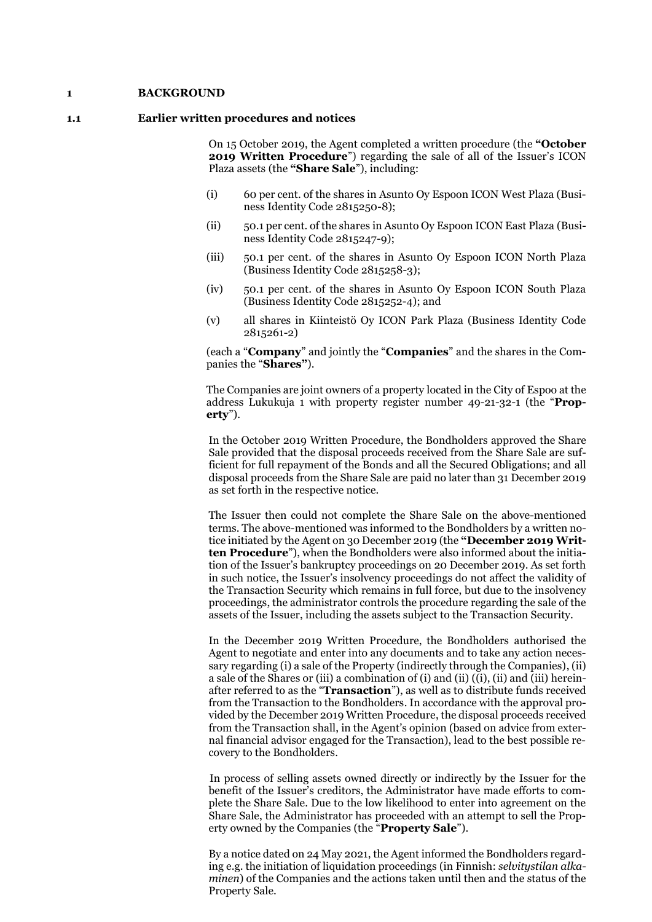# 1 BACKGROUND

## 1.1 Earlier written procedures and notices

On 15 October 2019, the Agent completed a written procedure (the **"October 2019 Written Procedure**") regarding the sale of all of the Issuer's ICON Plaza assets (the **"Share Sale**"), including:

(i) 60 per cent. of the shares in Asunto Oy Espoon ICON West Plaza (Business Identity Code 2815250-8);

(ii) 50.1 per cent. of the shares in Asunto Oy Espoon ICON East Plaza (Business Identity Code 2815247-9);

(iii) 50.1 per cent. of the shares in Asunto Oy Espoon ICON North Plaza (Business Identity Code 2815258-3);

(iv) 50.1 per cent. of the shares in Asunto Oy Espoon ICON South Plaza (Business Identity Code 2815252-4); and

(v) all shares in Kiinteistö Oy ICON Park Plaza (Business Identity Code 2815261-2)

(each a "**Company**" and jointly the "**Companies**" and the shares in the Companies the "**Shares"**).

The Companies are joint owners of a property located in the City of Espoo at the address Lukukuja 1 with property register number 49-21-32-1 (the "**Property**").

In the October 2019 Written Procedure, the Bondholders approved the Share Sale provided that the disposal proceeds received from the Share Sale are sufficient for full repayment of the Bonds and all the Secured Obligations; and all disposal proceeds from the Share Sale are paid no later than 31 December 2019 as set forth in the respective notice.

The Issuer then could not complete the Share Sale on the above-mentioned terms. The above-mentioned was informed to the Bondholders by a written notice initiated by the Agent on 30 December 2019 (the **"December 2019 Written Procedure**"), when the Bondholders were also informed about the initiation of the Issuer's bankruptcy proceedings on 20 December 2019. As set forth in such notice, the Issuer's insolvency proceedings do not affect the validity of the Transaction Security which remains in full force, but due to the insolvency proceedings, the administrator controls the procedure regarding the sale of the assets of the Issuer, including the assets subject to the Transaction Security.

In the December 2019 Written Procedure, the Bondholders authorised the Agent to negotiate and enter into any documents and to take any action necessary regarding (i) a sale of the Property (indirectly through the Companies), (ii) a sale of the Shares or (iii) a combination of (i) and (ii) ((i), (ii) and (iii) hereinafter referred to as the "**Transaction**"), as well as to distribute funds received from the Transaction to the Bondholders. In accordance with the approval provided by the December 2019 Written Procedure, the disposal proceeds received from the Transaction shall, in the Agent's opinion (based on advice from external financial advisor engaged for the Transaction), lead to the best possible recovery to the Bondholders.

In process of selling assets owned directly or indirectly by the Issuer for the benefit of the Issuer's creditors, the Administrator have made efforts to complete the Share Sale. Due to the low likelihood to enter into agreement on the Share Sale, the Administrator has proceeded with an attempt to sell the Property owned by the Companies (the "**Property Sale**").

By a notice dated on 24 May 2021, the Agent informed the Bondholders regarding e.g. the initiation of liquidation proceedings (in Finnish: *selvitystilan alkaminen*) of the Companies and the actions taken until then and the status of the Property Sale.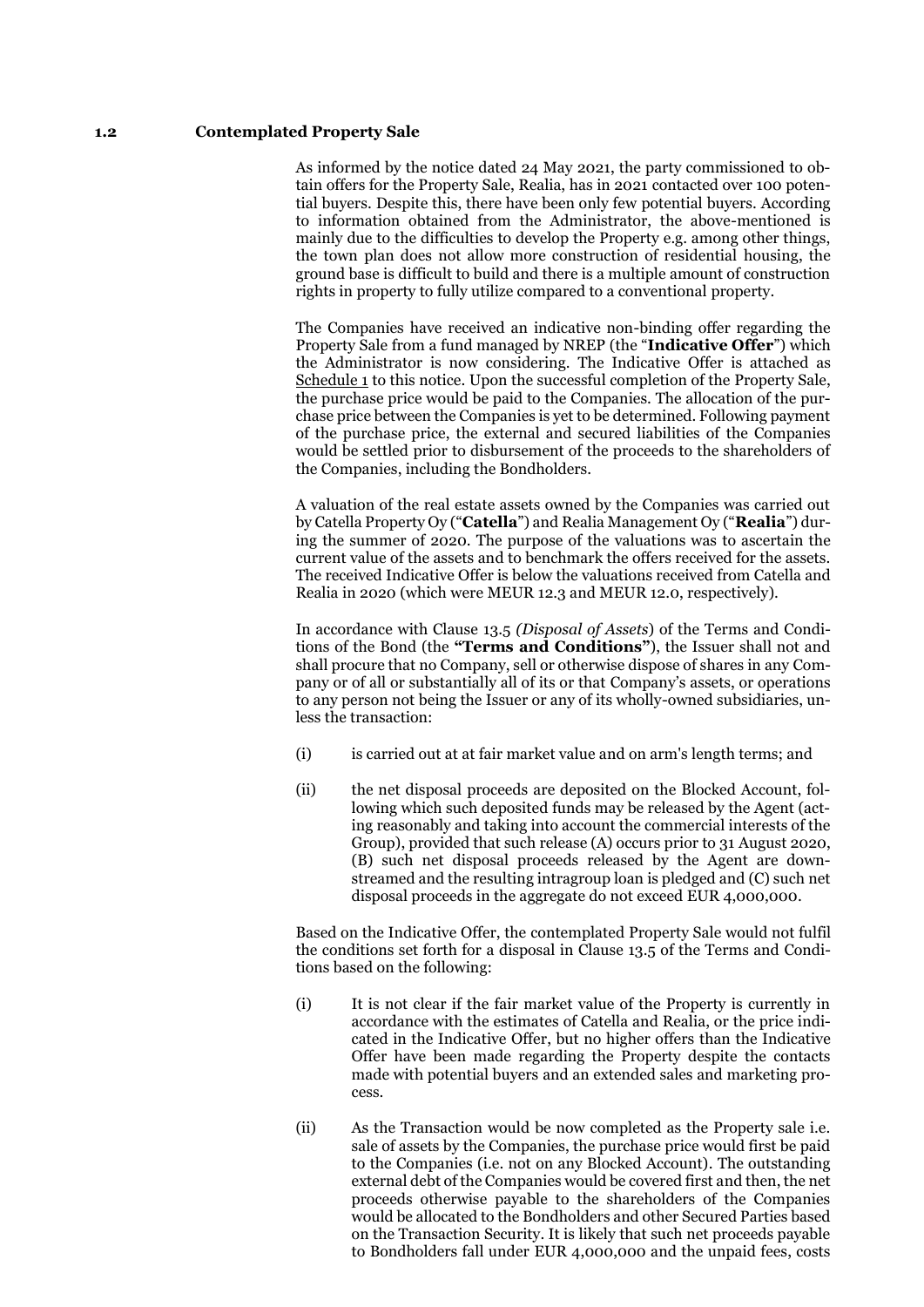### 1.2 Contemplated Property Sale

As informed by the notice dated 24 May 2021, the party commissioned to obtain offers for the Property Sale, Realia, has in 2021 contacted over 100 potential buyers. Despite this, there have been only few potential buyers. According to information obtained from the Administrator, the above-mentioned is mainly due to the difficulties to develop the Property e.g. among other things, the town plan does not allow more construction of residential housing, the ground base is difficult to build and there is a multiple amount of construction rights in property to fully utilize compared to a conventional property.

The Companies have received an indicative non-binding offer regarding the Property Sale from a fund managed by NREP (the "**Indicative Offer**") which the Administrator is now considering. The Indicative Offer is attached as Schedule 1 to this notice. Upon the successful completion of the Property Sale, the purchase price would be paid to the Companies. The allocation of the purchase price between the Companies is yet to be determined. Following payment of the purchase price, the external and secured liabilities of the Companies would be settled prior to disbursement of the proceeds to the shareholders of the Companies, including the Bondholders.

A valuation of the real estate assets owned by the Companies was carried out by Catella Property Oy ("**Catella**") and Realia Management Oy ("**Realia**") during the summer of 2020. The purpose of the valuations was to ascertain the current value of the assets and to benchmark the offers received for the assets. The received Indicative Offer is below the valuations received from Catella and Realia in 2020 (which were MEUR 12.3 and MEUR 12.0, respectively).

In accordance with Clause 13.5 *(Disposal of Assets*) of the Terms and Conditions of the Bond (the **"Terms and Conditions"**), the Issuer shall not and shall procure that no Company, sell or otherwise dispose of shares in any Company or of all or substantially all of its or that Company's assets, or operations to any person not being the Issuer or any of its wholly-owned subsidiaries, unless the transaction:

(i) is carried out at at fair market value and on arm's length terms; and

(ii) the net disposal proceeds are deposited on the Blocked Account, following which such deposited funds may be released by the Agent (acting reasonably and taking into account the commercial interests of the Group), provided that such release (A) occurs prior to 31 August 2020, (B) such net disposal proceeds released by the Agent are downstreamed and the resulting intragroup loan is pledged and (C) such net disposal proceeds in the aggregate do not exceed EUR 4,000,000.

Based on the Indicative Offer, the contemplated Property Sale would not fulfil the conditions set forth for a disposal in Clause 13.5 of the Terms and Conditions based on the following:

(i) It is not clear if the fair market value of the Property is currently in accordance with the estimates of Catella and Realia, or the price indicated in the Indicative Offer, but no higher offers than the Indicative Offer have been made regarding the Property despite the contacts made with potential buyers and an extended sales and marketing process.

(ii) As the Transaction would be now completed as the Property sale i.e. sale of assets by the Companies, the purchase price would first be paid to the Companies (i.e. not on any Blocked Account). The outstanding external debt of the Companies would be covered first and then, the net proceeds otherwise payable to the shareholders of the Companies would be allocated to the Bondholders and other Secured Parties based on the Transaction Security. It is likely that such net proceeds payable to Bondholders fall under EUR 4,000,000 and the unpaid fees, costs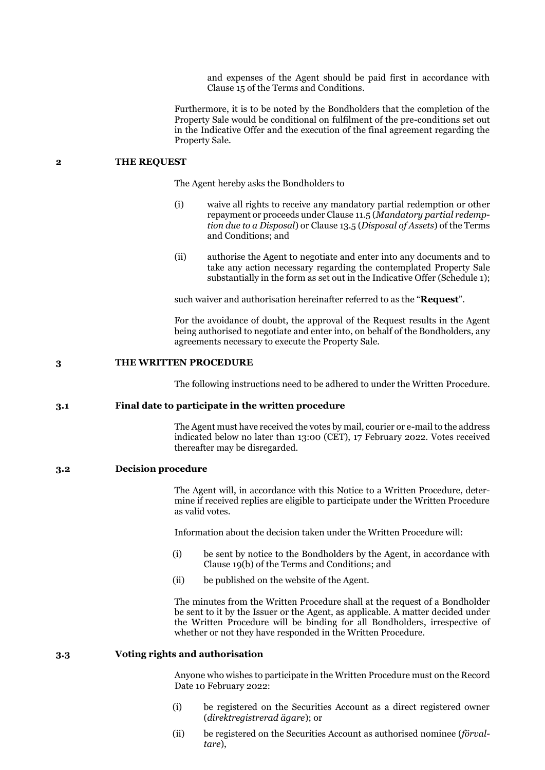and expenses of the Agent should be paid first in accordance with Clause 15 of the Terms and Conditions.

Furthermore, it is to be noted by the Bondholders that the completion of the Property Sale would be conditional on fulfilment of the pre-conditions set out in the Indicative Offer and the execution of the final agreement regarding the Property Sale.

## 2 THE REQUEST

The Agent hereby asks the Bondholders to

(i) waive all rights to receive any mandatory partial redemption or other repayment or proceeds under Clause 11.5 (*Mandatory partial redemption due to a Disposal*) or Clause 13.5 (*Disposal of Assets*) of the Terms and Conditions; and

(ii) authorise the Agent to negotiate and enter into any documents and to take any action necessary regarding the contemplated Property Sale substantially in the form as set out in the Indicative Offer (Schedule 1);

such waiver and authorisation hereinafter referred to as the "**Request**".

For the avoidance of doubt, the approval of the Request results in the Agent being authorised to negotiate and enter into, on behalf of the Bondholders, any agreements necessary to execute the Property Sale.

## 3 THE WRITTEN PROCEDURE

The following instructions need to be adhered to under the Written Procedure.

### 3.1 Final date to participate in the written procedure

The Agent must have received the votes by mail, courier or e-mail to the address indicated below no later than 13:00 (CET), 17 February 2022. Votes received thereafter may be disregarded.

### 3.2 Decision procedure

The Agent will, in accordance with this Notice to a Written Procedure, determine if received replies are eligible to participate under the Written Procedure as valid votes.

Information about the decision taken under the Written Procedure will:

(i) be sent by notice to the Bondholders by the Agent, in accordance with Clause 19(b) of the Terms and Conditions; and

(ii) be published on the website of the Agent.

The minutes from the Written Procedure shall at the request of a Bondholder be sent to it by the Issuer or the Agent, as applicable. A matter decided under the Written Procedure will be binding for all Bondholders, irrespective of whether or not they have responded in the Written Procedure.

### 3.3 Voting rights and authorisation

Anyone who wishes to participate in the Written Procedure must on the Record Date 10 February 2022:

(i) be registered on the Securities Account as a direct registered owner (*direktregistrerad ägare*); or

(ii) be registered on the Securities Account as authorised nominee (*förvaltare*),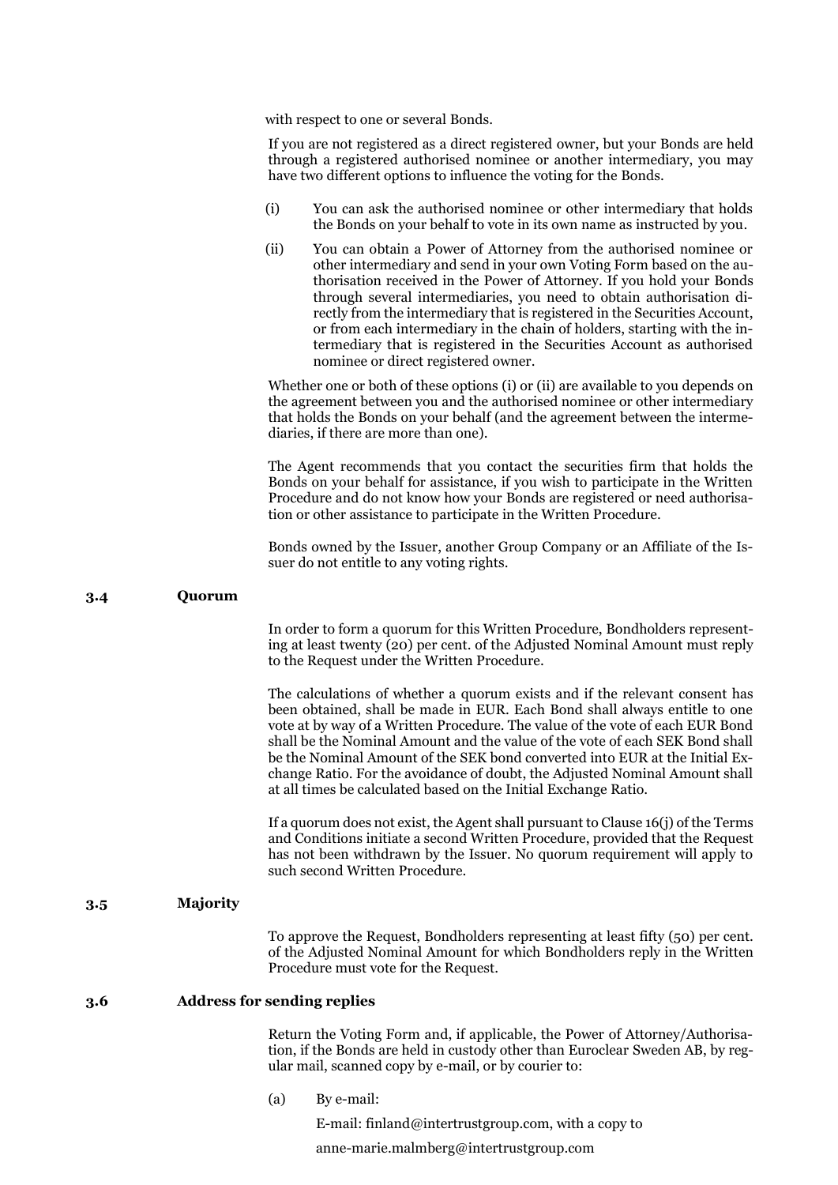with respect to one or several Bonds.

If you are not registered as a direct registered owner, but your Bonds are held through a registered authorised nominee or another intermediary, you may have two different options to influence the voting for the Bonds.

(i) You can ask the authorised nominee or other intermediary that holds the Bonds on your behalf to vote in its own name as instructed by you.

(ii) You can obtain a Power of Attorney from the authorised nominee or other intermediary and send in your own Voting Form based on the authorisation received in the Power of Attorney. If you hold your Bonds through several intermediaries, you need to obtain authorisation directly from the intermediary that is registered in the Securities Account, or from each intermediary in the chain of holders, starting with the intermediary that is registered in the Securities Account as authorised nominee or direct registered owner.

Whether one or both of these options (i) or (ii) are available to you depends on the agreement between you and the authorised nominee or other intermediary that holds the Bonds on your behalf (and the agreement between the intermediaries, if there are more than one).

The Agent recommends that you contact the securities firm that holds the Bonds on your behalf for assistance, if you wish to participate in the Written Procedure and do not know how your Bonds are registered or need authorisation or other assistance to participate in the Written Procedure.

Bonds owned by the Issuer, another Group Company or an Affiliate of the Issuer do not entitle to any voting rights.

## 3.4 Quorum

In order to form a quorum for this Written Procedure, Bondholders representing at least twenty (20) per cent. of the Adjusted Nominal Amount must reply to the Request under the Written Procedure.

The calculations of whether a quorum exists and if the relevant consent has been obtained, shall be made in EUR. Each Bond shall always entitle to one vote at by way of a Written Procedure. The value of the vote of each EUR Bond shall be the Nominal Amount and the value of the vote of each SEK Bond shall be the Nominal Amount of the SEK bond converted into EUR at the Initial Exchange Ratio. For the avoidance of doubt, the Adjusted Nominal Amount shall at all times be calculated based on the Initial Exchange Ratio.

If a quorum does not exist, the Agent shall pursuant to Clause 16(j) of the Terms and Conditions initiate a second Written Procedure, provided that the Request has not been withdrawn by the Issuer. No quorum requirement will apply to such second Written Procedure.

## 3.5 Majority

To approve the Request, Bondholders representing at least fifty (50) per cent. of the Adjusted Nominal Amount for which Bondholders reply in the Written Procedure must vote for the Request.

## 3.6 Address for sending replies

Return the Voting Form and, if applicable, the Power of Attorney/Authorisation, if the Bonds are held in custody other than Euroclear Sweden AB, by regular mail, scanned copy by e-mail, or by courier to:

(a) By e-mail:

E-mail: finland@intertrustgroup.com, with a copy to

anne-marie.malmberg@intertrustgroup.com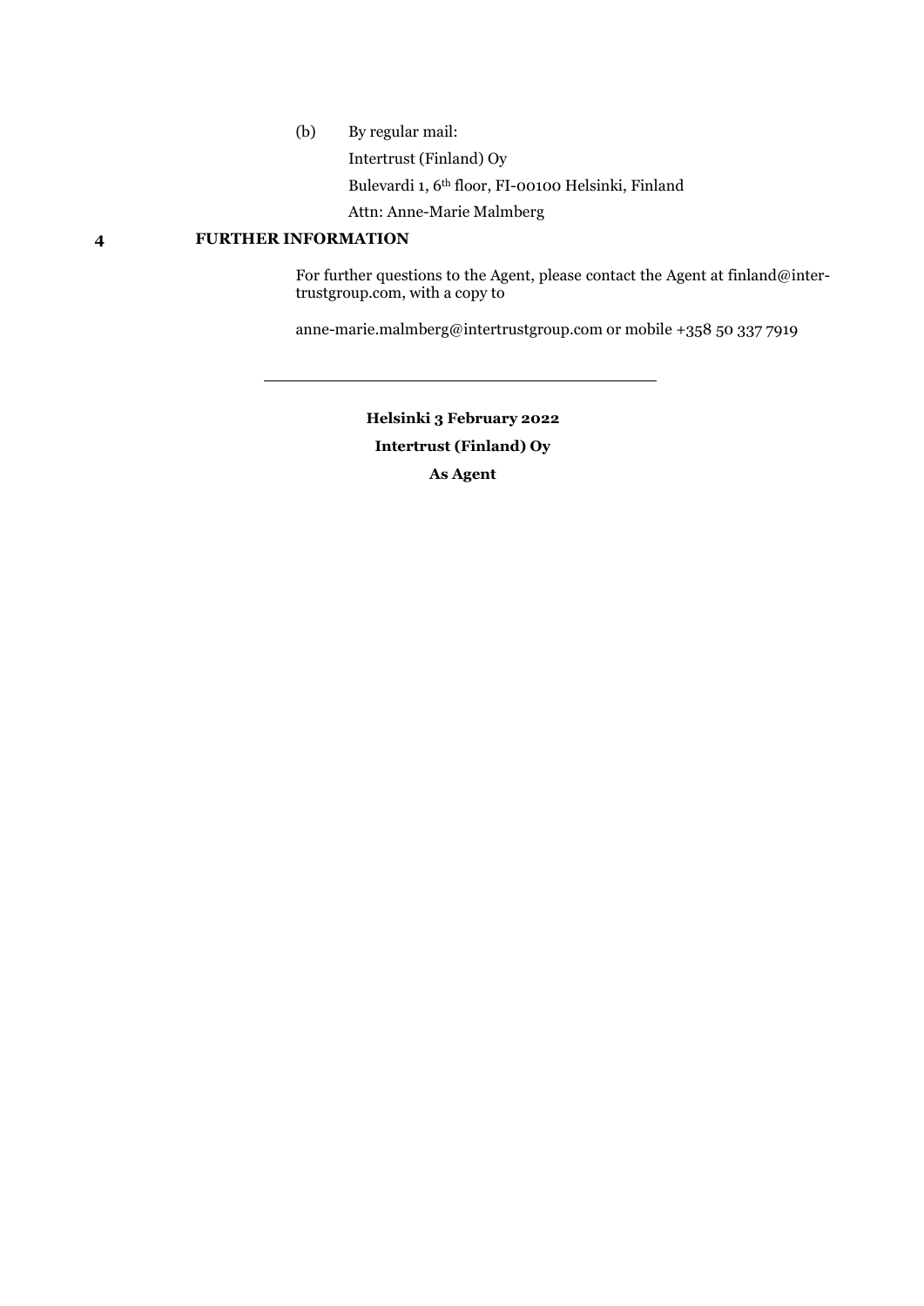(b) By regular mail:

Intertrust (Finland) Oy

Bulevardi 1, 6th floor, FI-00100 Helsinki, Finland

Attn: Anne-Marie Malmberg

## 4 FURTHER INFORMATION

For further questions to the Agent, please contact the Agent at finland@inter-trustgroup.com, with a copy to

anne-marie.malmberg@intertrustgroup.com or mobile +358 50 337 7919

---

**Helsinki 3 February 2022**

**Intertrust (Finland) Oy**

**As Agent**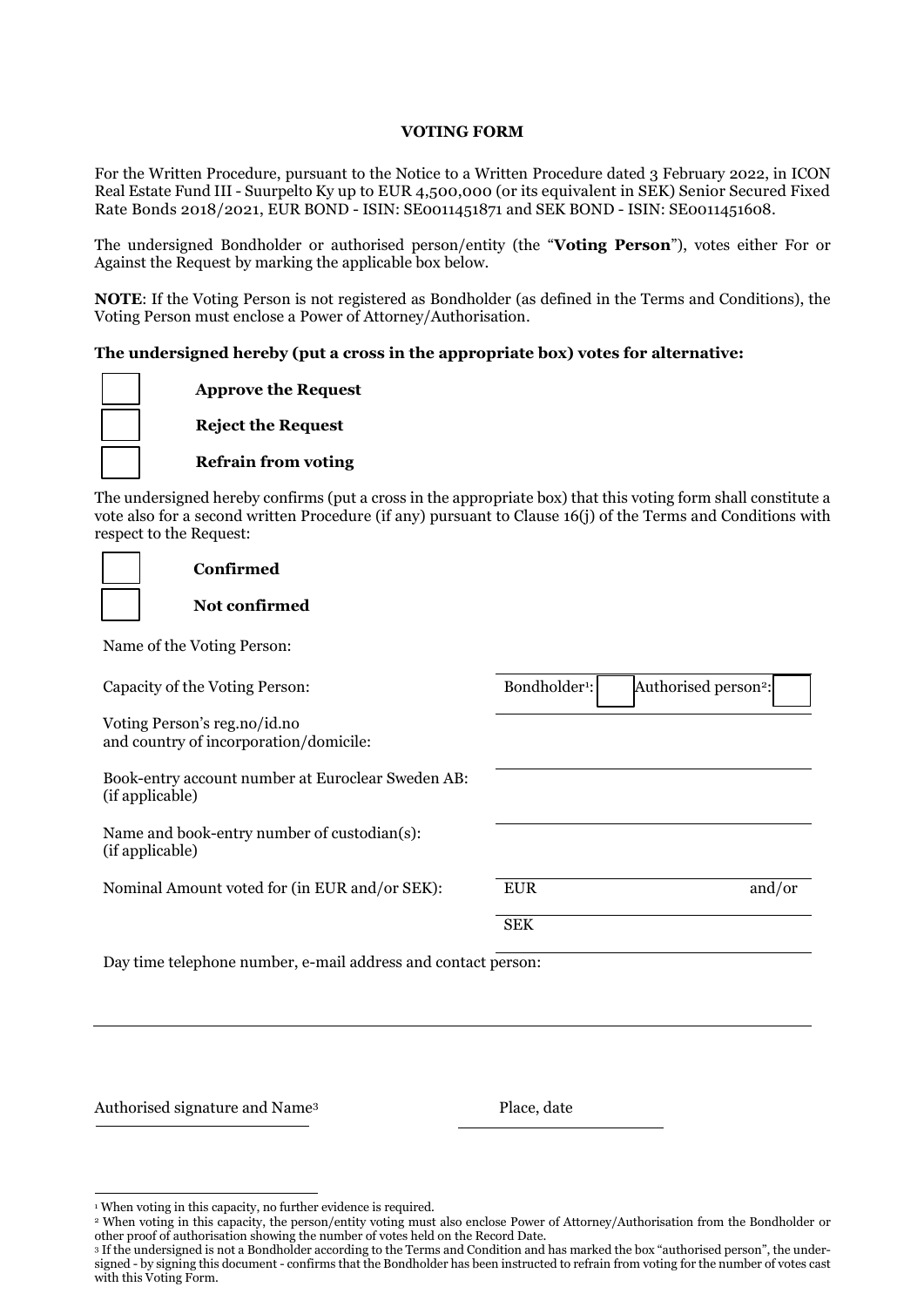**VOTING FORM**

For the Written Procedure, pursuant to the Notice to a Written Procedure dated 3 February 2022, in ICON Real Estate Fund III - Suurpelto Ky up to EUR 4,500,000 (or its equivalent in SEK) Senior Secured Fixed Rate Bonds 2018/2021, EUR BOND - ISIN: SE0011451871 and SEK BOND - ISIN: SE0011451608.

The undersigned Bondholder or authorised person/entity (the "**Voting Person**"), votes either For or Against the Request by marking the applicable box below.

**NOTE**: If the Voting Person is not registered as Bondholder (as defined in the Terms and Conditions), the Voting Person must enclose a Power of Attorney/Authorisation.

**The undersigned hereby (put a cross in the appropriate box) votes for alternative:**

☐ **Approve the Request**

☐ **Reject the Request**

☐ **Refrain from voting**

The undersigned hereby confirms (put a cross in the appropriate box) that this voting form shall constitute a vote also for a second written Procedure (if any) pursuant to Clause 16(j) of the Terms and Conditions with respect to the Request:

☐ **Confirmed**

☐ **Not confirmed**

| | |
|---|---|
| Name of the Voting Person: | |
| Capacity of the Voting Person: | Bondholder[1]: ☐ Authorised person[2]: ☐ |
| Voting Person's reg.no/id.no and country of incorporation/domicile: | |
| Book-entry account number at Euroclear Sweden AB: (if applicable) | |
| Name and book-entry number of custodian(s): (if applicable) | |
| Nominal Amount voted for (in EUR and/or SEK): | EUR and/or |
| | SEK |

Day time telephone number, e-mail address and contact person:

\_\_\_\_\_\_\_\_\_\_\_\_\_\_\_\_\_\_\_\_\_\_\_\_\_\_\_\_\_\_\_\_\_\_\_\_\_\_\_\_

Authorised signature and Name[3] \_\_\_\_\_\_\_\_\_\_\_\_\_\_\_\_\_\_\_\_

Place, date \_\_\_\_\_\_\_\_\_\_\_\_\_\_\_\_\_\_\_\_

---

[1] When voting in this capacity, no further evidence is required.

[2] When voting in this capacity, the person/entity voting must also enclose Power of Attorney/Authorisation from the Bondholder or other proof of authorisation showing the number of votes held on the Record Date.

[3] If the undersigned is not a Bondholder according to the Terms and Condition and has marked the box "authorised person", the undersigned - by signing this document - confirms that the Bondholder has been instructed to refrain from voting for the number of votes cast with this Voting Form.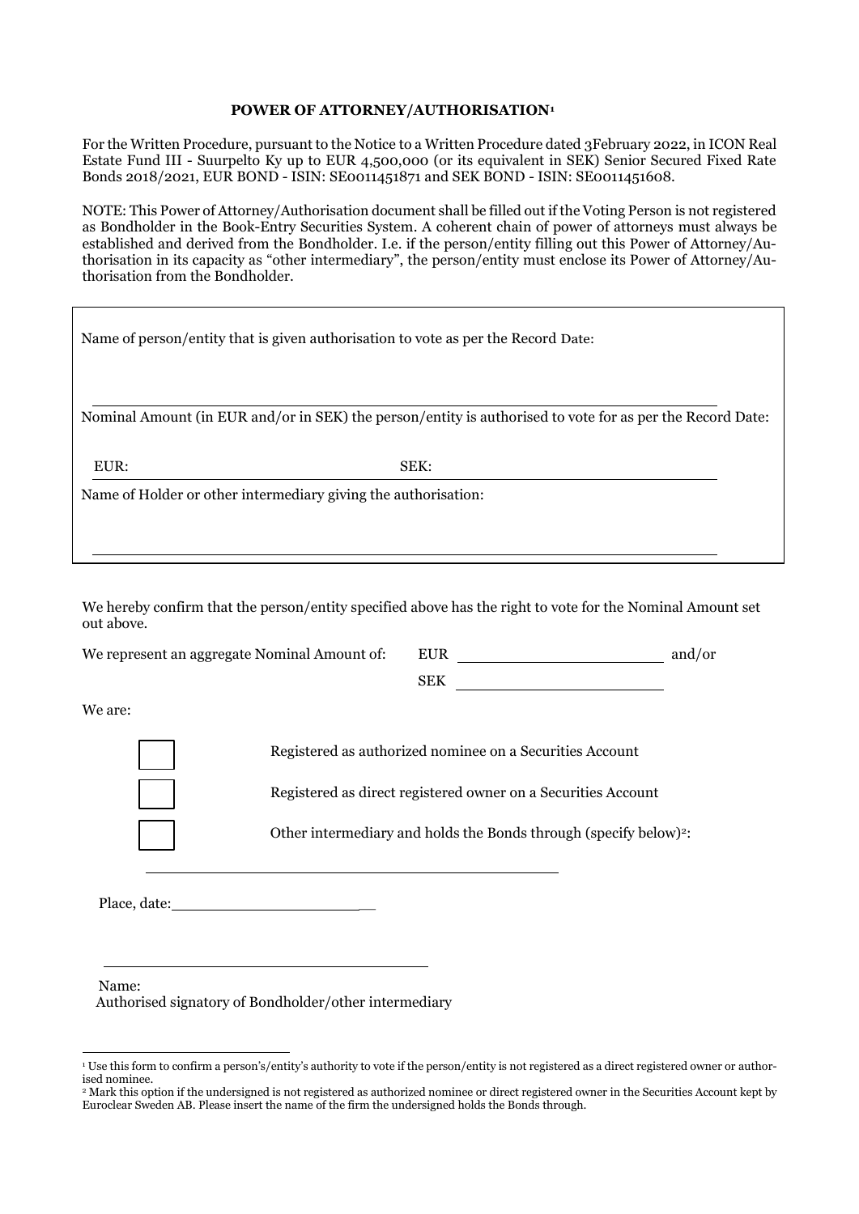**POWER OF ATTORNEY/AUTHORISATION**[1]

For the Written Procedure, pursuant to the Notice to a Written Procedure dated 3February 2022, in ICON Real Estate Fund III - Suurpelto Ky up to EUR 4,500,000 (or its equivalent in SEK) Senior Secured Fixed Rate Bonds 2018/2021, EUR BOND - ISIN: SE0011451871 and SEK BOND - ISIN: SE0011451608.

NOTE: This Power of Attorney/Authorisation document shall be filled out if the Voting Person is not registered as Bondholder in the Book-Entry Securities System. A coherent chain of power of attorneys must always be established and derived from the Bondholder. I.e. if the person/entity filling out this Power of Attorney/Authorisation in its capacity as "other intermediary", the person/entity must enclose its Power of Attorney/Authorisation from the Bondholder.

Name of person/entity that is given authorisation to vote as per the Record Date:

\_\_\_\_\_\_\_\_\_\_\_\_\_\_\_\_\_\_\_\_\_\_\_\_\_\_\_\_\_\_\_\_\_\_\_\_\_\_\_\_\_\_\_\_

Nominal Amount (in EUR and/or in SEK) the person/entity is authorised to vote for as per the Record Date:

EUR: \_\_\_\_\_\_\_\_\_\_\_\_\_\_\_\_\_\_\_\_ SEK: \_\_\_\_\_\_\_\_\_\_\_\_\_\_\_\_\_\_\_\_

Name of Holder or other intermediary giving the authorisation:

\_\_\_\_\_\_\_\_\_\_\_\_\_\_\_\_\_\_\_\_\_\_\_\_\_\_\_\_\_\_\_\_\_\_\_\_\_\_\_\_\_\_\_\_

We hereby confirm that the person/entity specified above has the right to vote for the Nominal Amount set out above.

We represent an aggregate Nominal Amount of: EUR \_\_\_\_\_\_\_\_\_\_\_\_\_\_\_\_\_\_\_\_ and/or

SEK \_\_\_\_\_\_\_\_\_\_\_\_\_\_\_\_\_\_\_\_

We are:

☐ Registered as authorized nominee on a Securities Account

☐ Registered as direct registered owner on a Securities Account

☐ Other intermediary and holds the Bonds through (specify below)[2]:

\_\_\_\_\_\_\_\_\_\_\_\_\_\_\_\_\_\_\_\_\_\_\_\_\_\_\_\_\_\_\_\_\_\_\_\_\_\_\_\_\_\_\_\_

Place, date: \_\_\_\_\_\_\_\_\_\_\_\_\_\_\_\_\_\_\_\_

\_\_\_\_\_\_\_\_\_\_\_\_\_\_\_\_\_\_\_\_\_\_\_\_\_\_\_\_\_\_\_\_\_\_\_\_

Name:
Authorised signatory of Bondholder/other intermediary

---

[1] Use this form to confirm a person's/entity's authority to vote if the person/entity is not registered as a direct registered owner or authorised nominee.

[2] Mark this option if the undersigned is not registered as authorized nominee or direct registered owner in the Securities Account kept by Euroclear Sweden AB. Please insert the name of the firm the undersigned holds the Bonds through.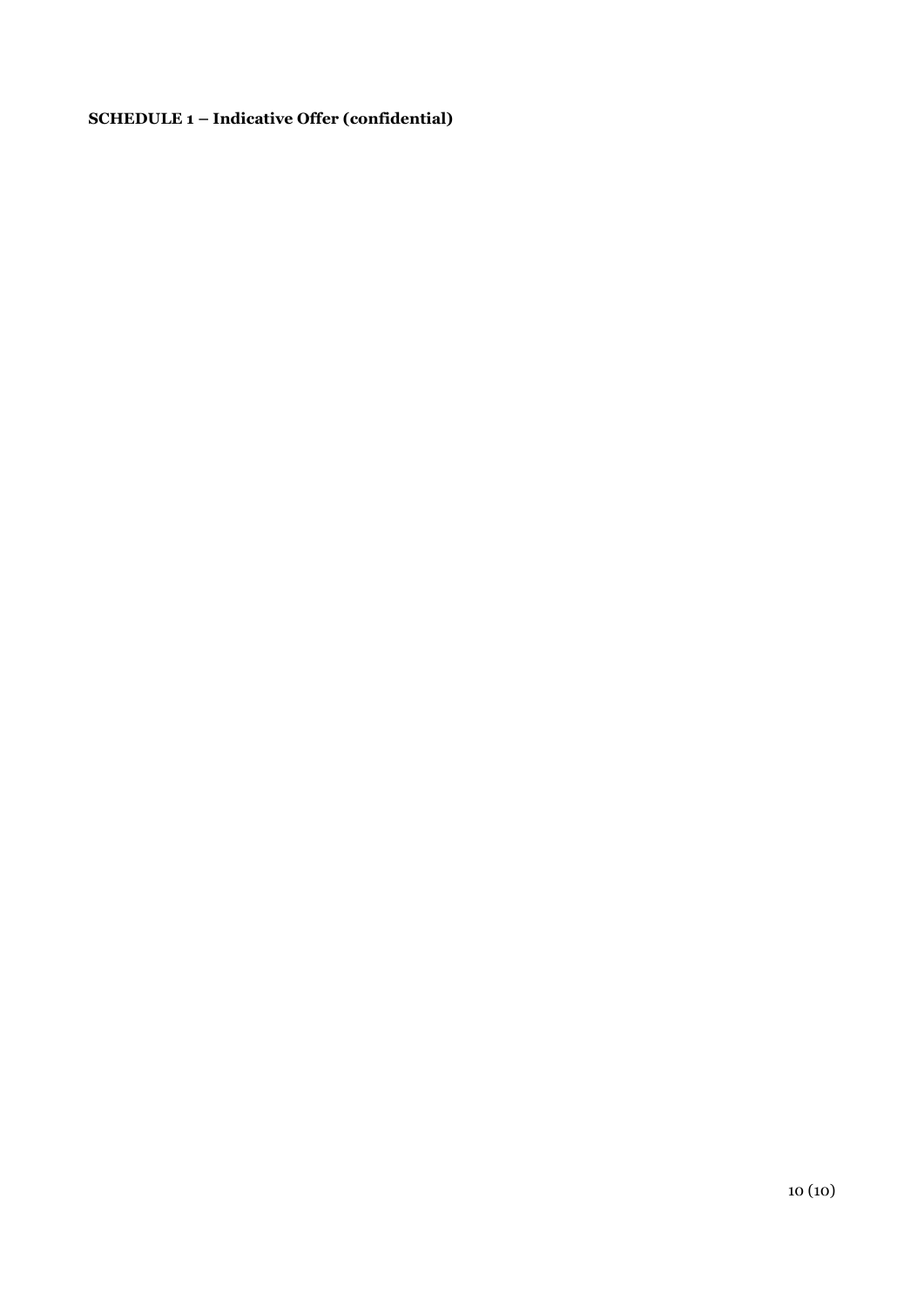**SCHEDULE 1 – Indicative Offer (confidential)**